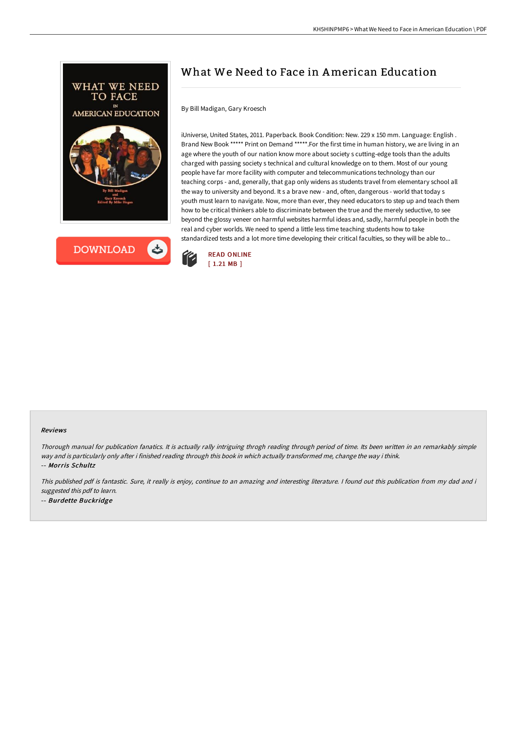# What We Need to Face in American Education

By Bill Madigan, Gary Kroesch

iUniverse, United States, 2011. Paperback. Book Condition: New. 229 x 150 mm. Language: English . Brand New Book ***** Print on Demand *****.For the first time in human history, we are living in an age where the youth of our nation know more about society s cutting-edge tools than the adults charged with passing society s technical and cultural knowledge on to them. Most of our young people have far more facility with computer and telecommunications technology than our teaching corps - and, generally, that gap only widens as students travel from elementary school all the way to university and beyond. It s a brave new - and, often, dangerous - world that today s youth must learn to navigate. Now, more than ever, they need educators to step up and teach them how to be critical thinkers able to discriminate between the true and the merely seductive, to see beyond the glossy veneer on harmful websites harmful ideas and, sadly, harmful people in both the real and cyber worlds. We need to spend a little less time teaching students how to take standardized tests and a lot more time developing their critical faculties, so they will be able to...

DOWNLOAD

READ ONLINE
[ 1.21 MB ]

#### Reviews

*Thorough manual for publication fanatics. It is actually rally intriguing throgh reading through period of time. Its been written in an remarkably simple way and is particularly only after i finished reading through this book in which actually transformed me, change the way i think.*

*-- **Morris Schultz***

*This published pdf is fantastic. Sure, it really is enjoy, continue to an amazing and interesting literature. I found out this publication from my dad and i suggested this pdf to learn.*

*-- **Burdette Buckridge***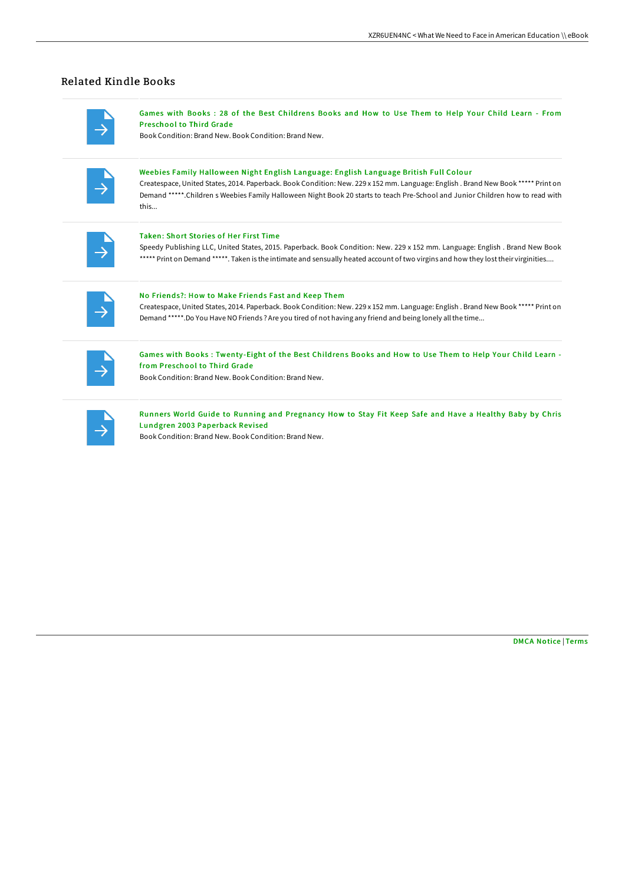## Related Kindle Books

**Games with Books : 28 of the Best Childrens Books and How to Use Them to Help Your Child Learn - From Preschool to Third Grade**

Book Condition: Brand New. Book Condition: Brand New.

**Weebies Family Halloween Night English Language: English Language British Full Colour**

Createspace, United States, 2014. Paperback. Book Condition: New. 229 x 152 mm. Language: English . Brand New Book ***** Print on Demand *****.Children s Weebies Family Halloween Night Book 20 starts to teach Pre-School and Junior Children how to read with this...

**Taken: Short Stories of Her First Time**

Speedy Publishing LLC, United States, 2015. Paperback. Book Condition: New. 229 x 152 mm. Language: English . Brand New Book ***** Print on Demand *****. Taken is the intimate and sensually heated account of two virgins and how they lost their virginities....

**No Friends?: How to Make Friends Fast and Keep Them**

Createspace, United States, 2014. Paperback. Book Condition: New. 229 x 152 mm. Language: English . Brand New Book ***** Print on Demand *****.Do You Have NO Friends ? Are you tired of not having any friend and being lonely all the time...

**Games with Books : Twenty-Eight of the Best Childrens Books and How to Use Them to Help Your Child Learn - from Preschool to Third Grade**

Book Condition: Brand New. Book Condition: Brand New.

**Runners World Guide to Running and Pregnancy How to Stay Fit Keep Safe and Have a Healthy Baby by Chris Lundgren 2003 Paperback Revised**

Book Condition: Brand New. Book Condition: Brand New.